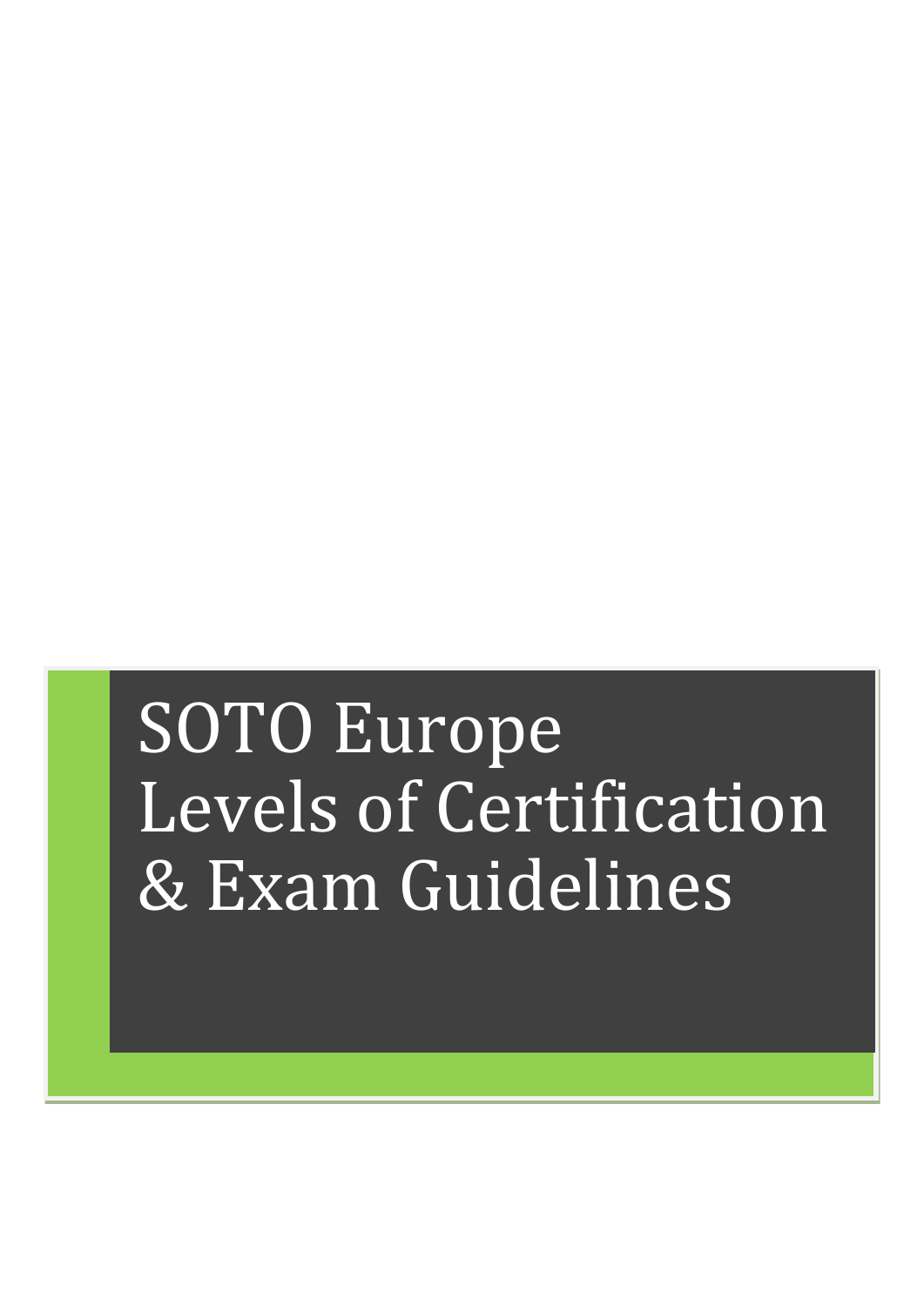# SOTO Europe Levels of Certification & Exam Guidelines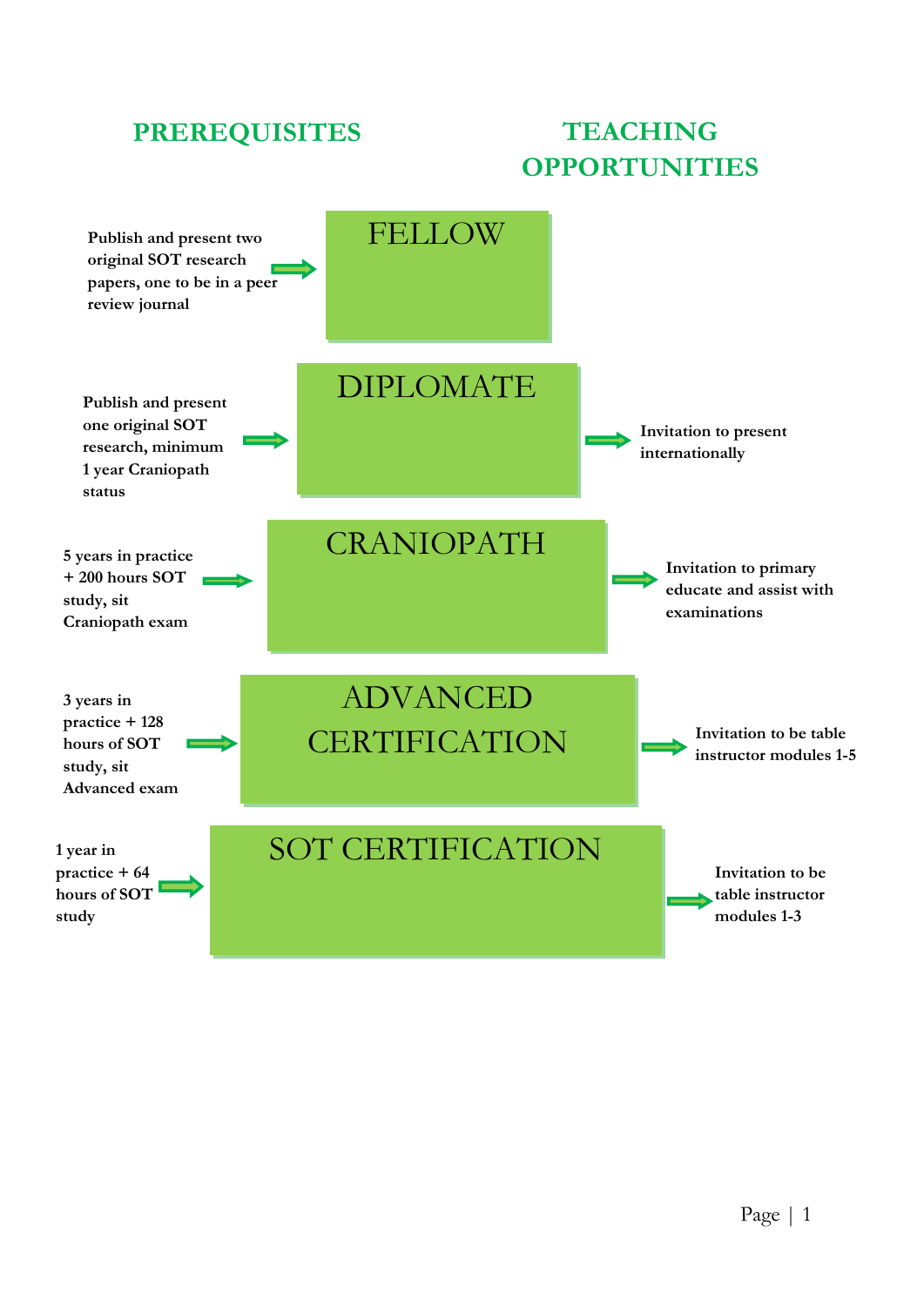| PREREQUISITES | LEVEL | TEACHING OPPORTUNITIES |
|---|---|---|
| Publish and present two original SOT research papers, one to be in a peer review journal | FELLOW | |
| Publish and present one original SOT research, minimum 1 year Craniopath status | DIPLOMATE | Invitation to present internationally |
| 5 years in practice + 200 hours SOT study, sit Craniopath exam | CRANIOPATH | Invitation to primary educate and assist with examinations |
| 3 years in practice + 128 hours of SOT study, sit Advanced exam | ADVANCED CERTIFICATION | Invitation to be table instructor modules 1-5 |
| 1 year in practice + 64 hours of SOT study | SOT CERTIFICATION | Invitation to be table instructor modules 1-3 |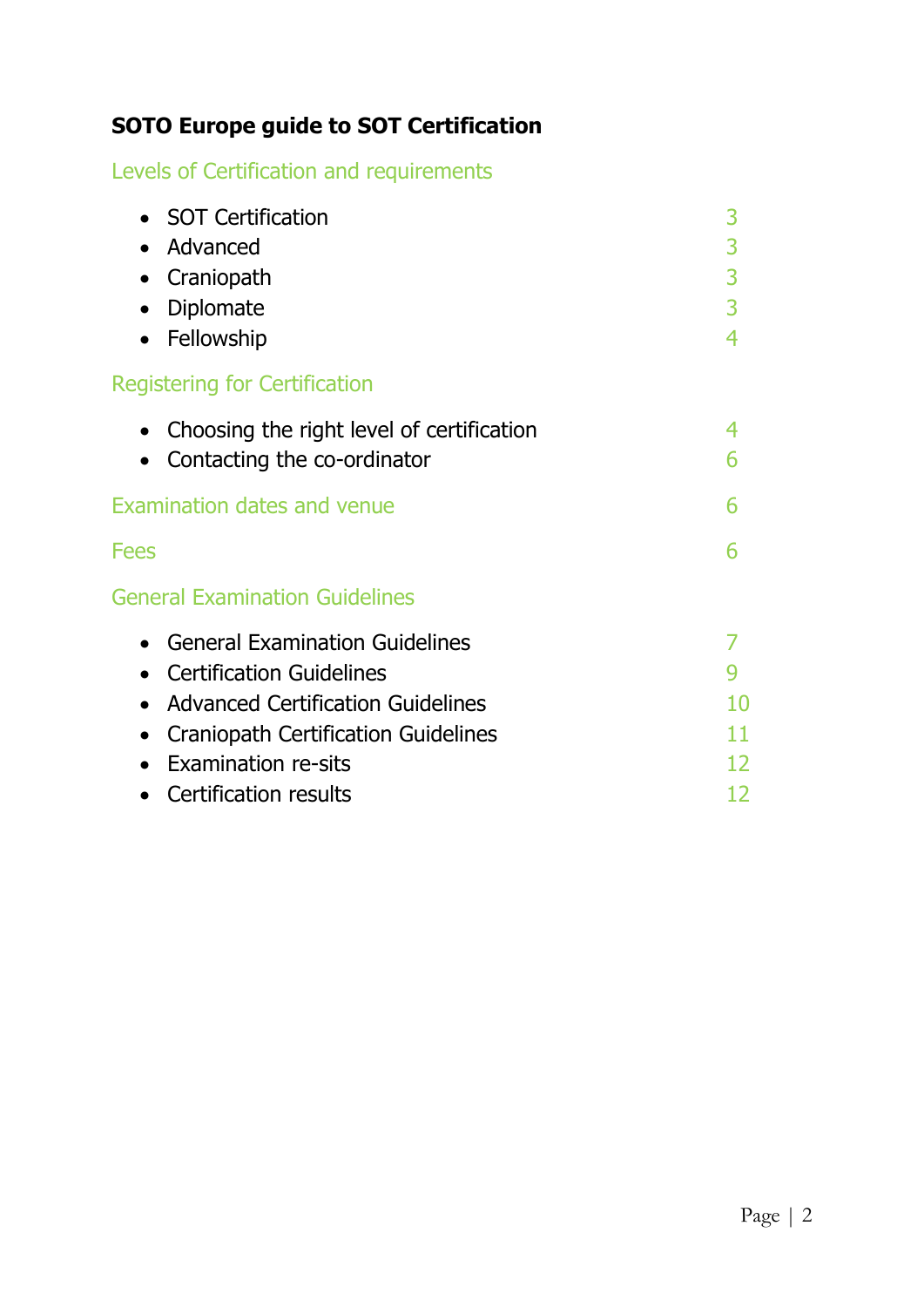# SOTO Europe guide to SOT Certification

## Levels of Certification and requirements

- SOT Certification 3
- Advanced 3
- Craniopath 3
- Diplomate 3
- Fellowship 4

## Registering for Certification

- Choosing the right level of certification 4
- Contacting the co-ordinator 6

## Examination dates and venue 6

## Fees 6

## General Examination Guidelines

- General Examination Guidelines 7
- Certification Guidelines 9
- Advanced Certification Guidelines 10
- Craniopath Certification Guidelines 11
- Examination re-sits 12
- Certification results 12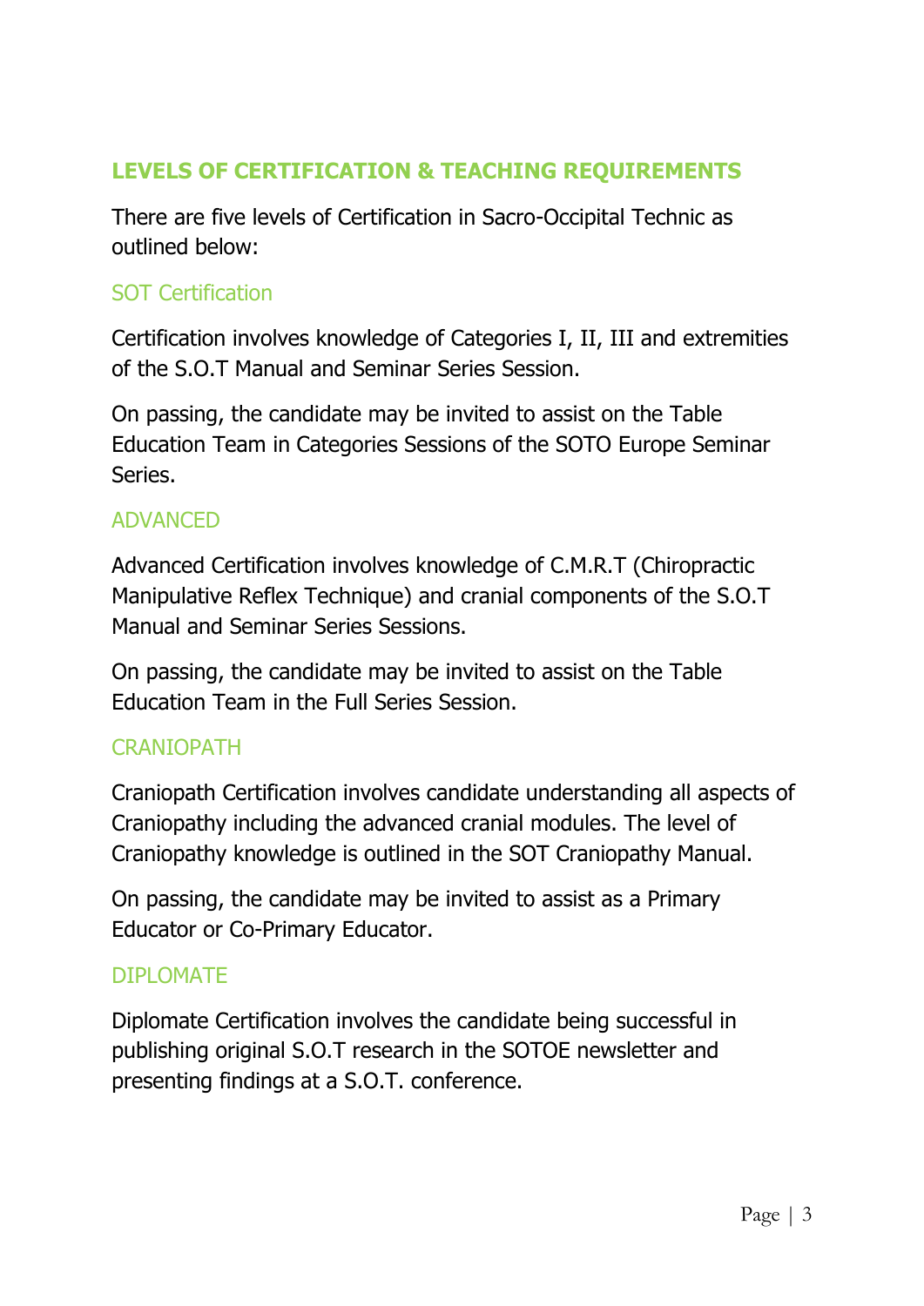## LEVELS OF CERTIFICATION & TEACHING REQUIREMENTS

There are five levels of Certification in Sacro-Occipital Technic as outlined below:

### SOT Certification

Certification involves knowledge of Categories I, II, III and extremities of the S.O.T Manual and Seminar Series Session.

On passing, the candidate may be invited to assist on the Table Education Team in Categories Sessions of the SOTO Europe Seminar Series.

### ADVANCED

Advanced Certification involves knowledge of C.M.R.T (Chiropractic Manipulative Reflex Technique) and cranial components of the S.O.T Manual and Seminar Series Sessions.

On passing, the candidate may be invited to assist on the Table Education Team in the Full Series Session.

### CRANIOPATH

Craniopath Certification involves candidate understanding all aspects of Craniopathy including the advanced cranial modules. The level of Craniopathy knowledge is outlined in the SOT Craniopathy Manual.

On passing, the candidate may be invited to assist as a Primary Educator or Co-Primary Educator.

### DIPLOMATE

Diplomate Certification involves the candidate being successful in publishing original S.O.T research in the SOTOE newsletter and presenting findings at a S.O.T. conference.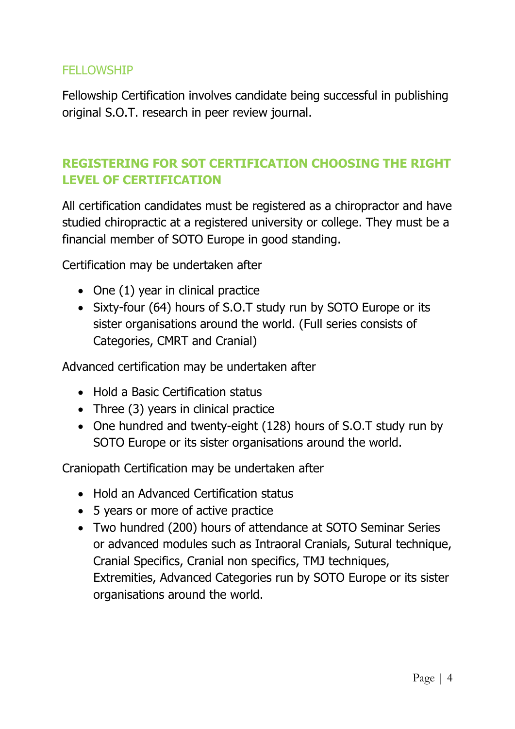## FELLOWSHIP

Fellowship Certification involves candidate being successful in publishing original S.O.T. research in peer review journal.

## REGISTERING FOR SOT CERTIFICATION CHOOSING THE RIGHT LEVEL OF CERTIFICATION

All certification candidates must be registered as a chiropractor and have studied chiropractic at a registered university or college. They must be a financial member of SOTO Europe in good standing.

Certification may be undertaken after

- One (1) year in clinical practice
- Sixty-four (64) hours of S.O.T study run by SOTO Europe or its sister organisations around the world. (Full series consists of Categories, CMRT and Cranial)

Advanced certification may be undertaken after

- Hold a Basic Certification status
- Three (3) years in clinical practice
- One hundred and twenty-eight (128) hours of S.O.T study run by SOTO Europe or its sister organisations around the world.

Craniopath Certification may be undertaken after

- Hold an Advanced Certification status
- 5 years or more of active practice
- Two hundred (200) hours of attendance at SOTO Seminar Series or advanced modules such as Intraoral Cranials, Sutural technique, Cranial Specifics, Cranial non specifics, TMJ techniques, Extremities, Advanced Categories run by SOTO Europe or its sister organisations around the world.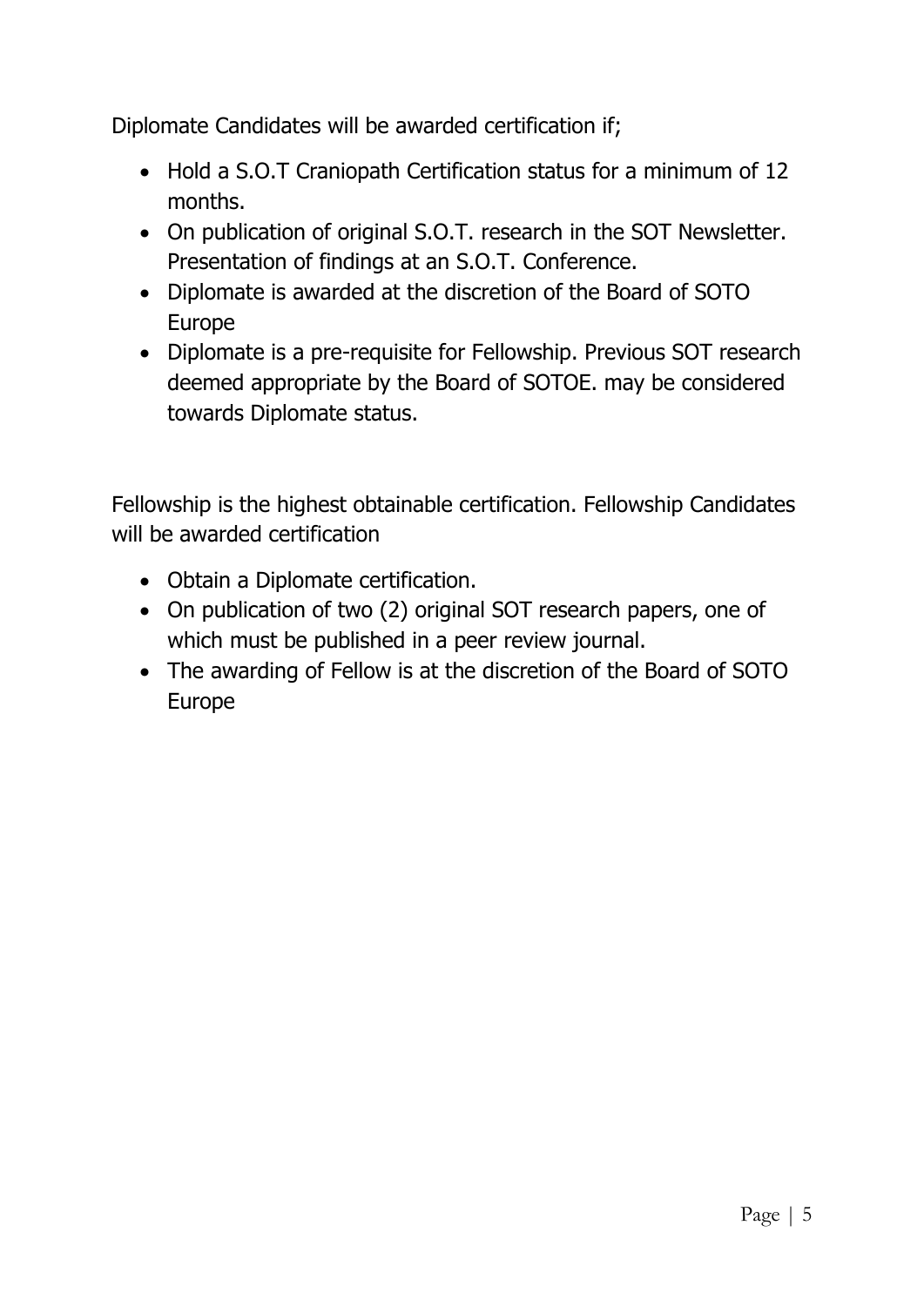Diplomate Candidates will be awarded certification if;

- Hold a S.O.T Craniopath Certification status for a minimum of 12 months.
- On publication of original S.O.T. research in the SOT Newsletter. Presentation of findings at an S.O.T. Conference.
- Diplomate is awarded at the discretion of the Board of SOTO Europe
- Diplomate is a pre-requisite for Fellowship. Previous SOT research deemed appropriate by the Board of SOTOE. may be considered towards Diplomate status.

Fellowship is the highest obtainable certification. Fellowship Candidates will be awarded certification

- Obtain a Diplomate certification.
- On publication of two (2) original SOT research papers, one of which must be published in a peer review journal.
- The awarding of Fellow is at the discretion of the Board of SOTO Europe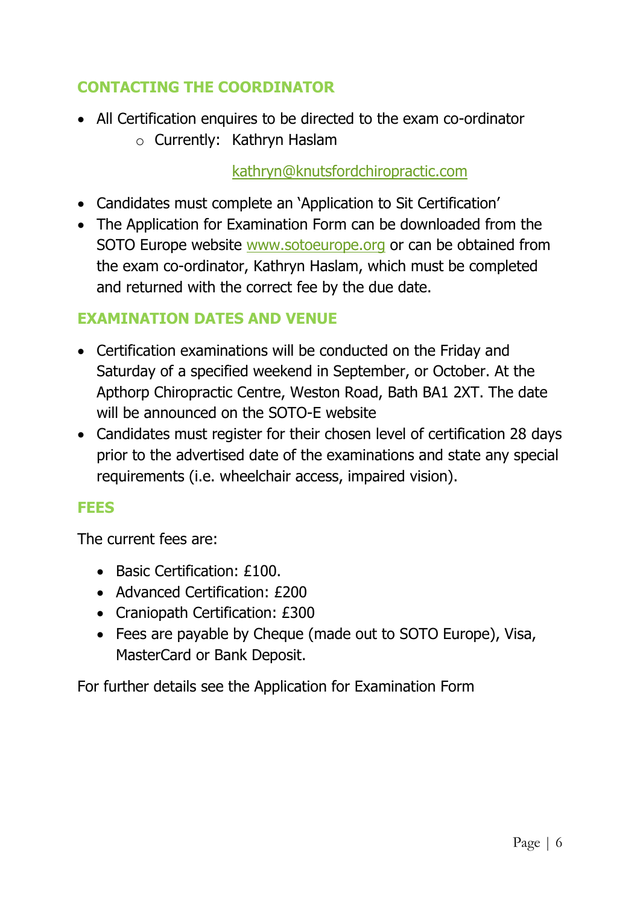## CONTACTING THE COORDINATOR

- All Certification enquires to be directed to the exam co-ordinator
  - Currently: Kathryn Haslam

    kathryn@knutsfordchiropractic.com

- Candidates must complete an 'Application to Sit Certification'
- The Application for Examination Form can be downloaded from the SOTO Europe website www.sotoeurope.org or can be obtained from the exam co-ordinator, Kathryn Haslam, which must be completed and returned with the correct fee by the due date.

## EXAMINATION DATES AND VENUE

- Certification examinations will be conducted on the Friday and Saturday of a specified weekend in September, or October. At the Apthorp Chiropractic Centre, Weston Road, Bath BA1 2XT. The date will be announced on the SOTO-E website
- Candidates must register for their chosen level of certification 28 days prior to the advertised date of the examinations and state any special requirements (i.e. wheelchair access, impaired vision).

## FEES

The current fees are:

- Basic Certification: £100.
- Advanced Certification: £200
- Craniopath Certification: £300
- Fees are payable by Cheque (made out to SOTO Europe), Visa, MasterCard or Bank Deposit.

For further details see the Application for Examination Form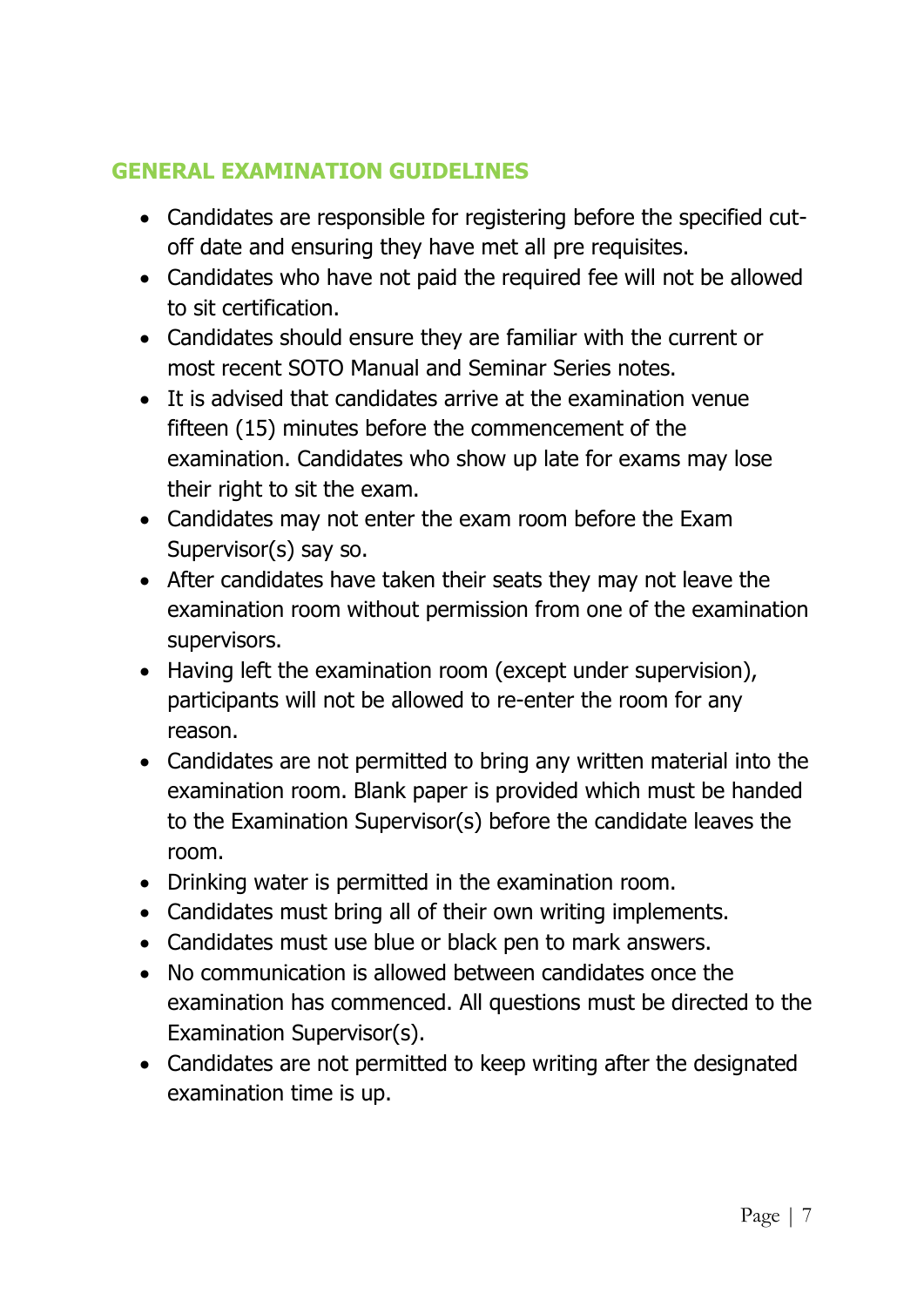## GENERAL EXAMINATION GUIDELINES

- Candidates are responsible for registering before the specified cut-off date and ensuring they have met all pre requisites.
- Candidates who have not paid the required fee will not be allowed to sit certification.
- Candidates should ensure they are familiar with the current or most recent SOTO Manual and Seminar Series notes.
- It is advised that candidates arrive at the examination venue fifteen (15) minutes before the commencement of the examination. Candidates who show up late for exams may lose their right to sit the exam.
- Candidates may not enter the exam room before the Exam Supervisor(s) say so.
- After candidates have taken their seats they may not leave the examination room without permission from one of the examination supervisors.
- Having left the examination room (except under supervision), participants will not be allowed to re-enter the room for any reason.
- Candidates are not permitted to bring any written material into the examination room. Blank paper is provided which must be handed to the Examination Supervisor(s) before the candidate leaves the room.
- Drinking water is permitted in the examination room.
- Candidates must bring all of their own writing implements.
- Candidates must use blue or black pen to mark answers.
- No communication is allowed between candidates once the examination has commenced. All questions must be directed to the Examination Supervisor(s).
- Candidates are not permitted to keep writing after the designated examination time is up.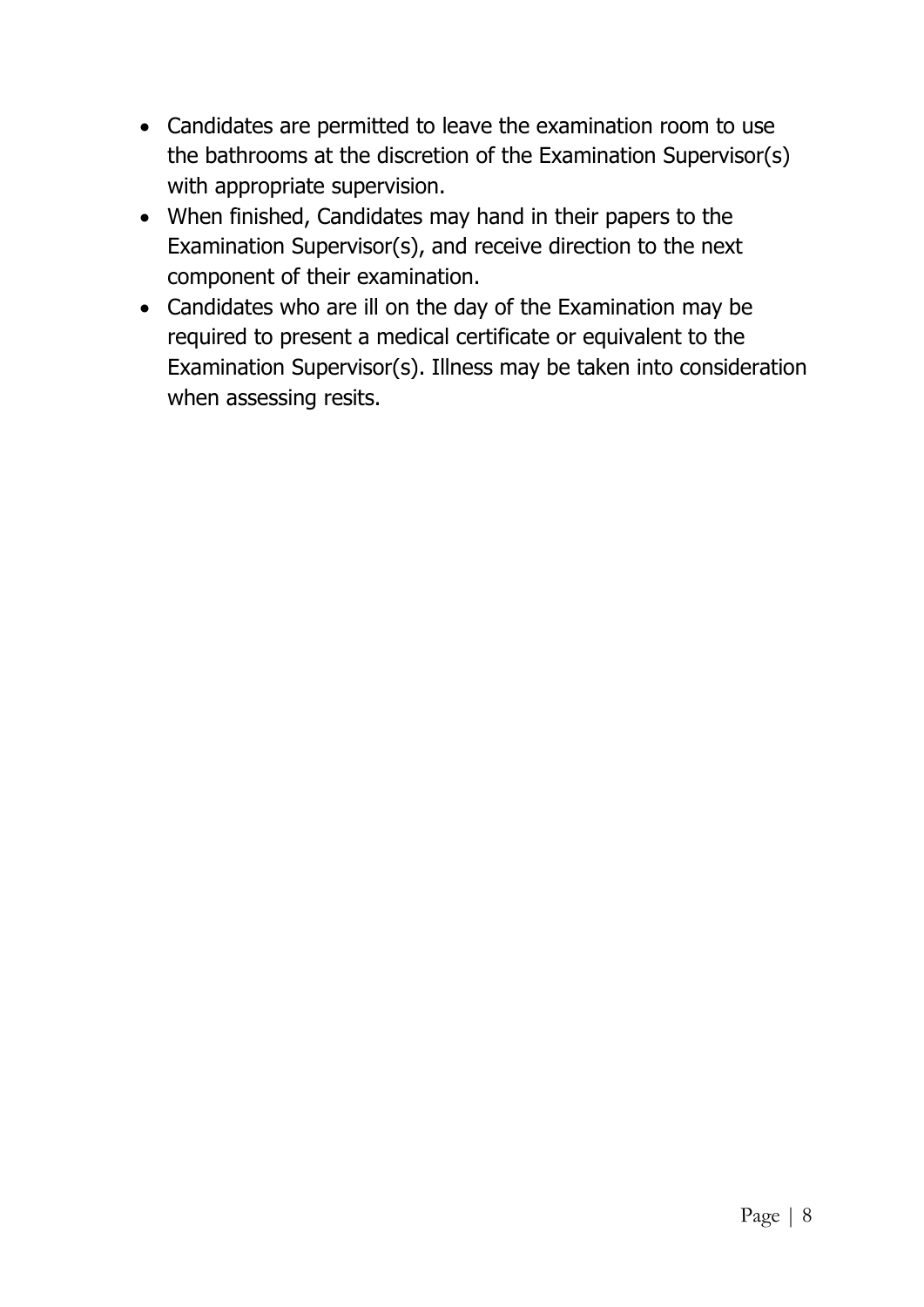- Candidates are permitted to leave the examination room to use the bathrooms at the discretion of the Examination Supervisor(s) with appropriate supervision.
- When finished, Candidates may hand in their papers to the Examination Supervisor(s), and receive direction to the next component of their examination.
- Candidates who are ill on the day of the Examination may be required to present a medical certificate or equivalent to the Examination Supervisor(s). Illness may be taken into consideration when assessing resits.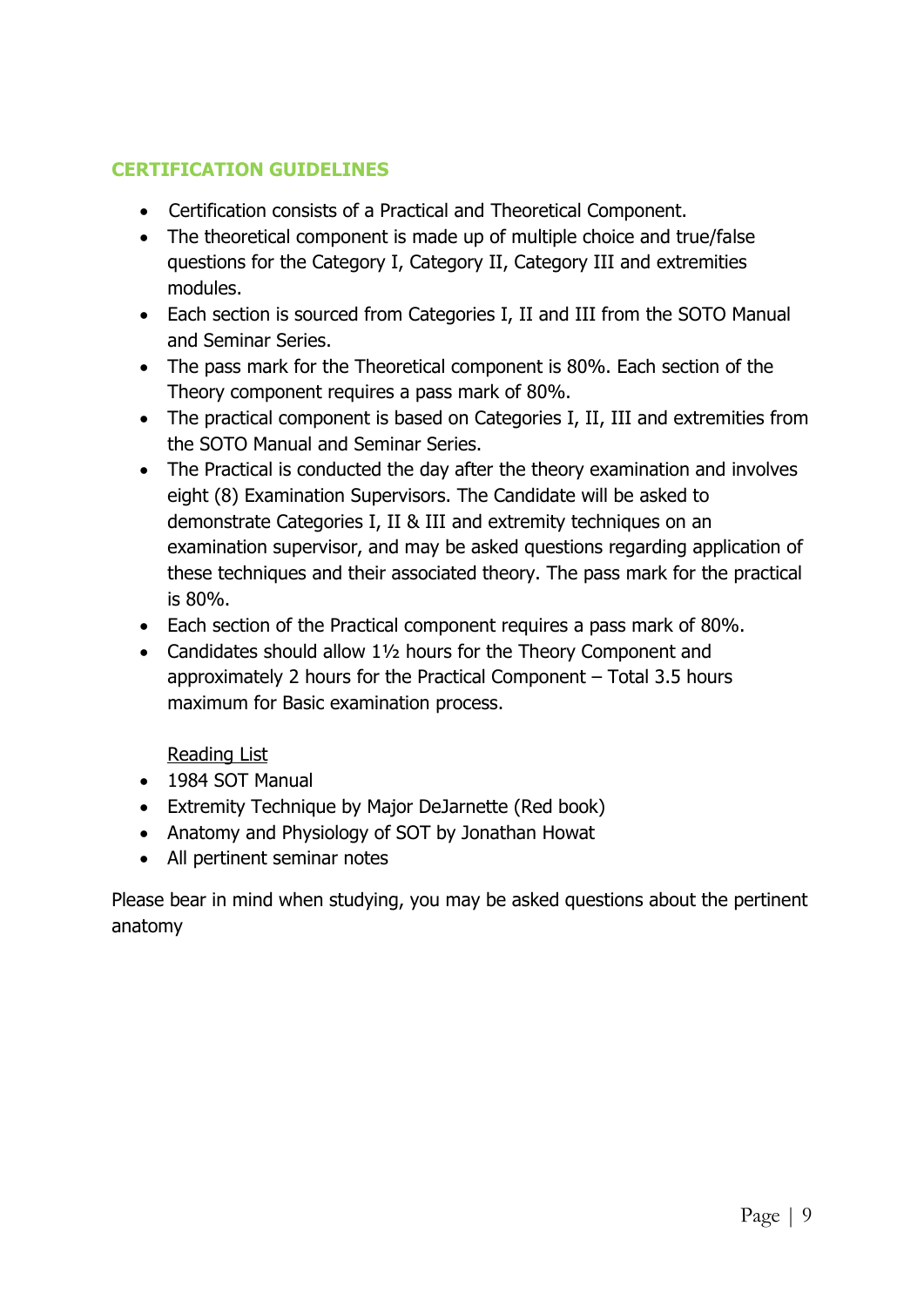## CERTIFICATION GUIDELINES

- Certification consists of a Practical and Theoretical Component.
- The theoretical component is made up of multiple choice and true/false questions for the Category I, Category II, Category III and extremities modules.
- Each section is sourced from Categories I, II and III from the SOTO Manual and Seminar Series.
- The pass mark for the Theoretical component is 80%. Each section of the Theory component requires a pass mark of 80%.
- The practical component is based on Categories I, II, III and extremities from the SOTO Manual and Seminar Series.
- The Practical is conducted the day after the theory examination and involves eight (8) Examination Supervisors. The Candidate will be asked to demonstrate Categories I, II & III and extremity techniques on an examination supervisor, and may be asked questions regarding application of these techniques and their associated theory. The pass mark for the practical is 80%.
- Each section of the Practical component requires a pass mark of 80%.
- Candidates should allow 1½ hours for the Theory Component and approximately 2 hours for the Practical Component – Total 3.5 hours maximum for Basic examination process.

<u>Reading List</u>

- 1984 SOT Manual
- Extremity Technique by Major DeJarnette (Red book)
- Anatomy and Physiology of SOT by Jonathan Howat
- All pertinent seminar notes

Please bear in mind when studying, you may be asked questions about the pertinent anatomy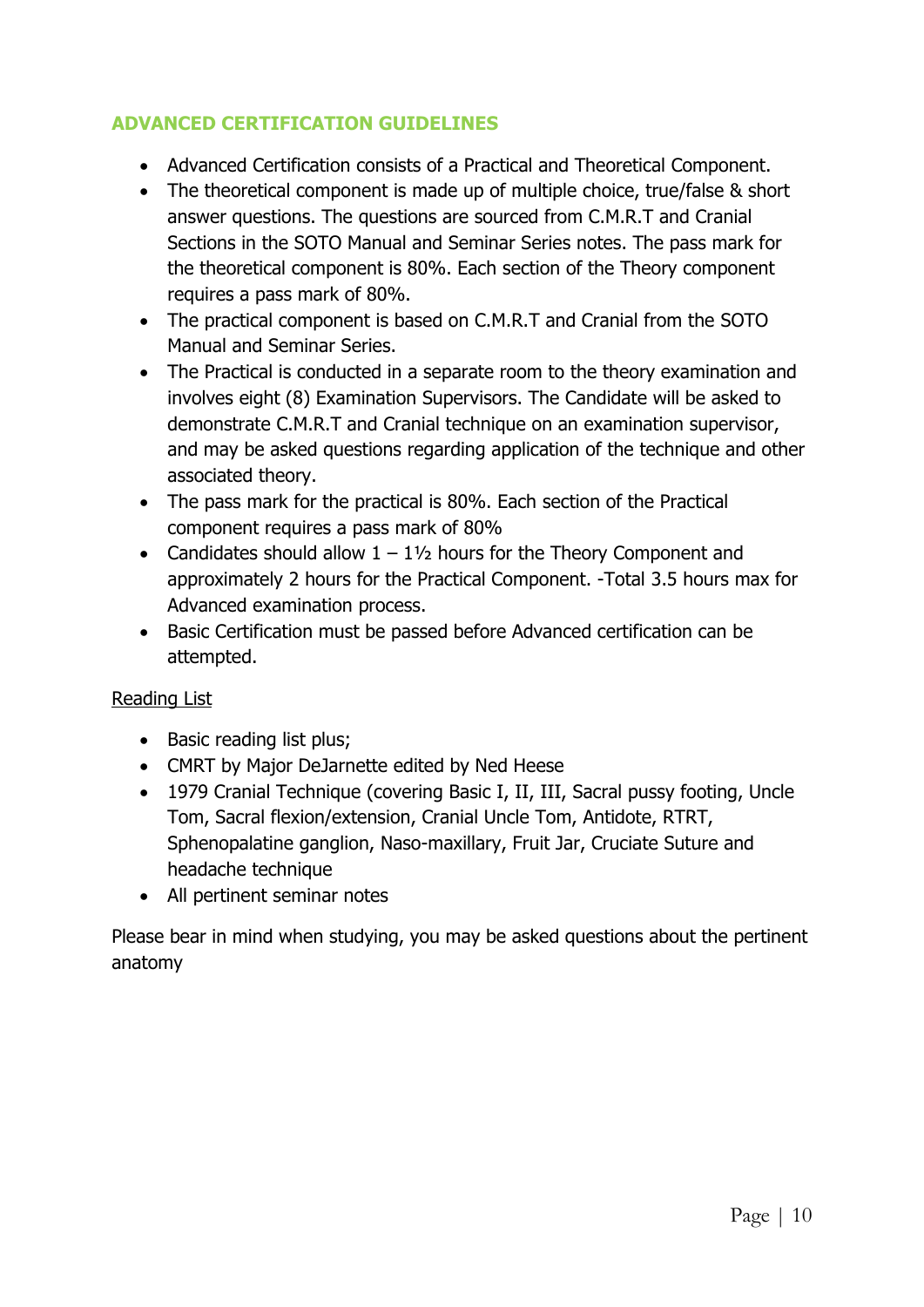## ADVANCED CERTIFICATION GUIDELINES

- Advanced Certification consists of a Practical and Theoretical Component.
- The theoretical component is made up of multiple choice, true/false & short answer questions. The questions are sourced from C.M.R.T and Cranial Sections in the SOTO Manual and Seminar Series notes. The pass mark for the theoretical component is 80%. Each section of the Theory component requires a pass mark of 80%.
- The practical component is based on C.M.R.T and Cranial from the SOTO Manual and Seminar Series.
- The Practical is conducted in a separate room to the theory examination and involves eight (8) Examination Supervisors. The Candidate will be asked to demonstrate C.M.R.T and Cranial technique on an examination supervisor, and may be asked questions regarding application of the technique and other associated theory.
- The pass mark for the practical is 80%. Each section of the Practical component requires a pass mark of 80%
- Candidates should allow 1 – 1½ hours for the Theory Component and approximately 2 hours for the Practical Component. -Total 3.5 hours max for Advanced examination process.
- Basic Certification must be passed before Advanced certification can be attempted.

Reading List

- Basic reading list plus;
- CMRT by Major DeJarnette edited by Ned Heese
- 1979 Cranial Technique (covering Basic I, II, III, Sacral pussy footing, Uncle Tom, Sacral flexion/extension, Cranial Uncle Tom, Antidote, RTRT, Sphenopalatine ganglion, Naso-maxillary, Fruit Jar, Cruciate Suture and headache technique
- All pertinent seminar notes

Please bear in mind when studying, you may be asked questions about the pertinent anatomy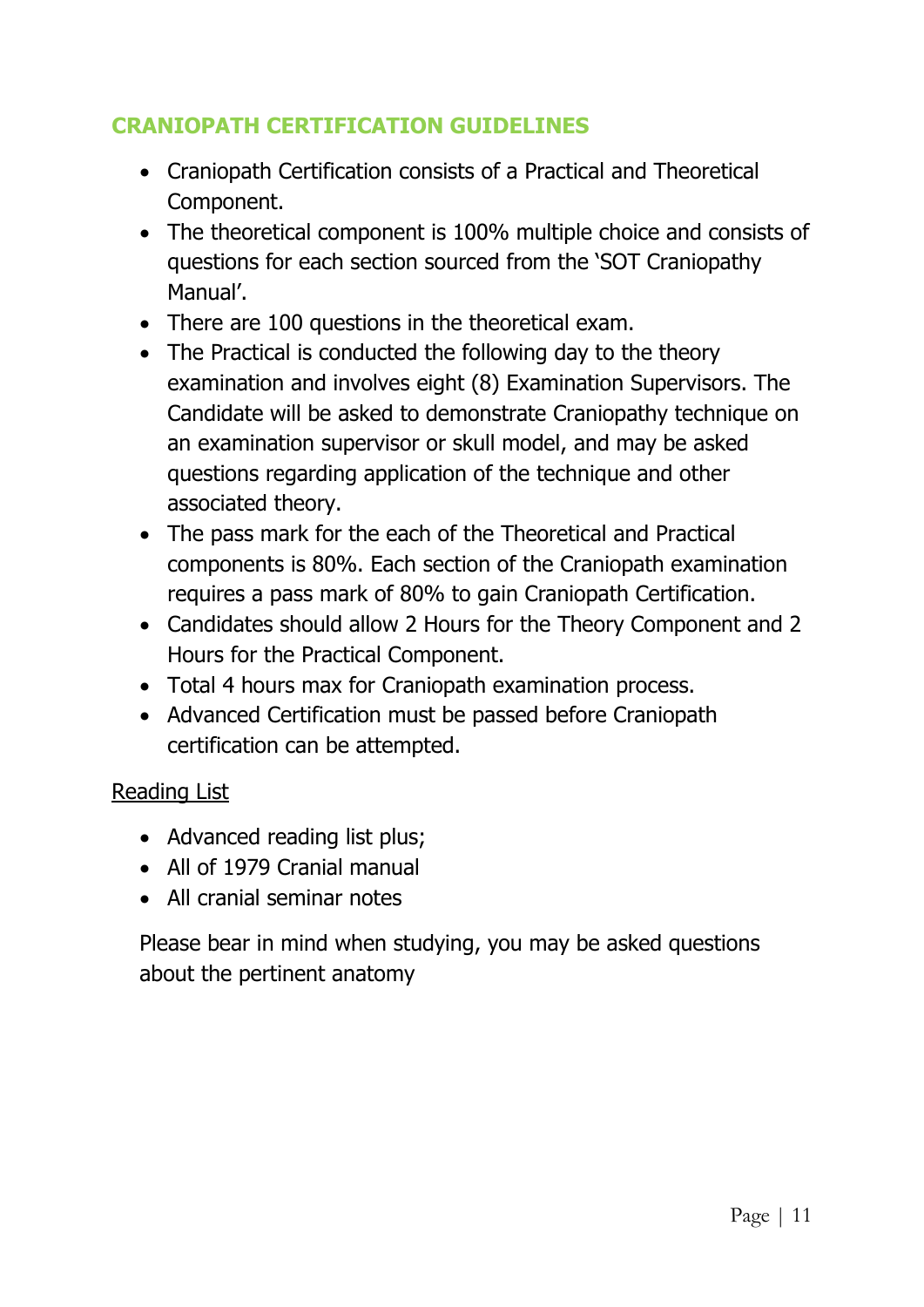## CRANIOPATH CERTIFICATION GUIDELINES

- Craniopath Certification consists of a Practical and Theoretical Component.
- The theoretical component is 100% multiple choice and consists of questions for each section sourced from the 'SOT Craniopathy Manual'.
- There are 100 questions in the theoretical exam.
- The Practical is conducted the following day to the theory examination and involves eight (8) Examination Supervisors. The Candidate will be asked to demonstrate Craniopathy technique on an examination supervisor or skull model, and may be asked questions regarding application of the technique and other associated theory.
- The pass mark for the each of the Theoretical and Practical components is 80%. Each section of the Craniopath examination requires a pass mark of 80% to gain Craniopath Certification.
- Candidates should allow 2 Hours for the Theory Component and 2 Hours for the Practical Component.
- Total 4 hours max for Craniopath examination process.
- Advanced Certification must be passed before Craniopath certification can be attempted.

Reading List

- Advanced reading list plus;
- All of 1979 Cranial manual
- All cranial seminar notes

Please bear in mind when studying, you may be asked questions about the pertinent anatomy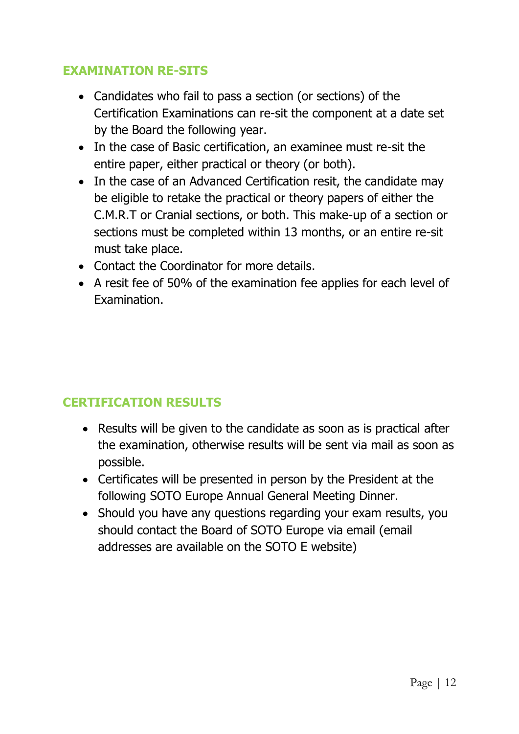## EXAMINATION RE-SITS

- Candidates who fail to pass a section (or sections) of the Certification Examinations can re-sit the component at a date set by the Board the following year.
- In the case of Basic certification, an examinee must re-sit the entire paper, either practical or theory (or both).
- In the case of an Advanced Certification resit, the candidate may be eligible to retake the practical or theory papers of either the C.M.R.T or Cranial sections, or both. This make-up of a section or sections must be completed within 13 months, or an entire re-sit must take place.
- Contact the Coordinator for more details.
- A resit fee of 50% of the examination fee applies for each level of Examination.

## CERTIFICATION RESULTS

- Results will be given to the candidate as soon as is practical after the examination, otherwise results will be sent via mail as soon as possible.
- Certificates will be presented in person by the President at the following SOTO Europe Annual General Meeting Dinner.
- Should you have any questions regarding your exam results, you should contact the Board of SOTO Europe via email (email addresses are available on the SOTO E website)